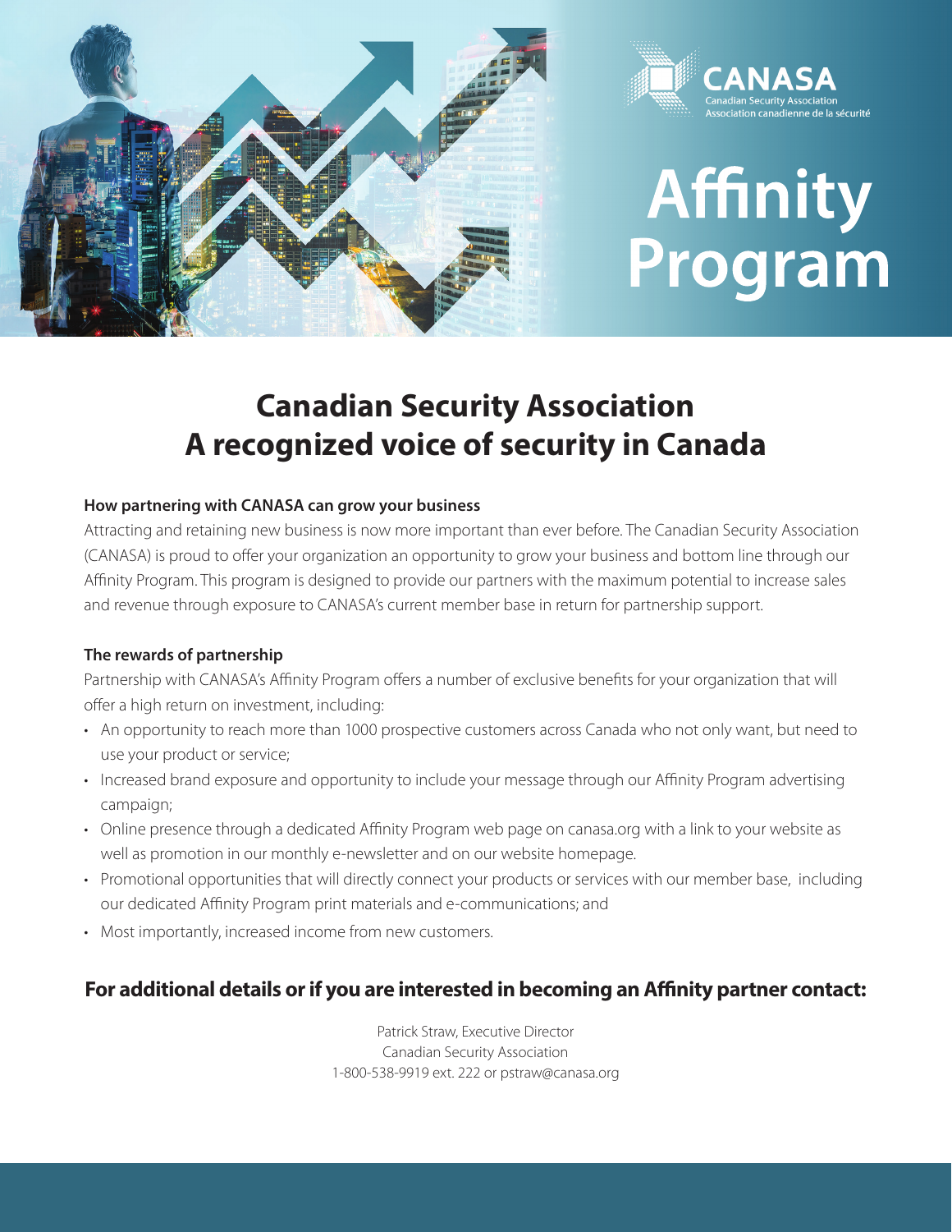CANASA
Canadian Security Association
Association canadienne de la sécurité

# Affinity Program

## Canadian Security Association
## A recognized voice of security in Canada

### How partnering with CANASA can grow your business

Attracting and retaining new business is now more important than ever before. The Canadian Security Association (CANASA) is proud to offer your organization an opportunity to grow your business and bottom line through our Affinity Program. This program is designed to provide our partners with the maximum potential to increase sales and revenue through exposure to CANASA's current member base in return for partnership support.

### The rewards of partnership

Partnership with CANASA's Affinity Program offers a number of exclusive benefits for your organization that will offer a high return on investment, including:

- An opportunity to reach more than 1000 prospective customers across Canada who not only want, but need to use your product or service;
- Increased brand exposure and opportunity to include your message through our Affinity Program advertising campaign;
- Online presence through a dedicated Affinity Program web page on canasa.org with a link to your website as well as promotion in our monthly e-newsletter and on our website homepage.
- Promotional opportunities that will directly connect your products or services with our member base, including our dedicated Affinity Program print materials and e-communications; and
- Most importantly, increased income from new customers.

### For additional details or if you are interested in becoming an Affinity partner contact:

Patrick Straw, Executive Director
Canadian Security Association
1-800-538-9919 ext. 222 or pstraw@canasa.org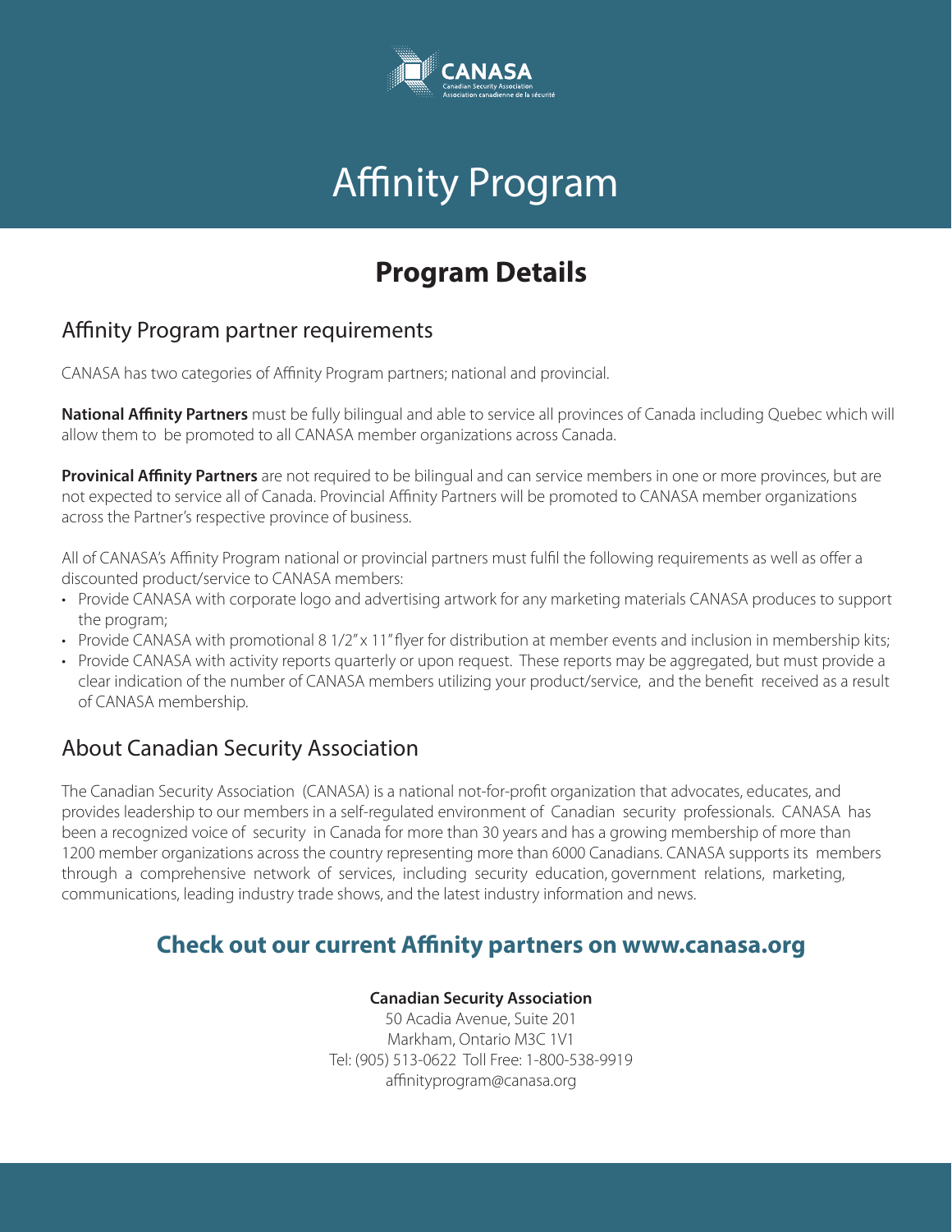CANASA

Canadian Security Association
Association canadienne de la sécurité

# Affinity Program

## Program Details

### Affinity Program partner requirements

CANASA has two categories of Affinity Program partners; national and provincial.

**National Affinity Partners** must be fully bilingual and able to service all provinces of Canada including Quebec which will allow them to be promoted to all CANASA member organizations across Canada.

**Provinical Affinity Partners** are not required to be bilingual and can service members in one or more provinces, but are not expected to service all of Canada. Provincial Affinity Partners will be promoted to CANASA member organizations across the Partner's respective province of business.

All of CANASA's Affinity Program national or provincial partners must fulfil the following requirements as well as offer a discounted product/service to CANASA members:

- Provide CANASA with corporate logo and advertising artwork for any marketing materials CANASA produces to support the program;
- Provide CANASA with promotional 8 1/2" x 11" flyer for distribution at member events and inclusion in membership kits;
- Provide CANASA with activity reports quarterly or upon request. These reports may be aggregated, but must provide a clear indication of the number of CANASA members utilizing your product/service, and the benefit received as a result of CANASA membership.

### About Canadian Security Association

The Canadian Security Association (CANASA) is a national not-for-profit organization that advocates, educates, and provides leadership to our members in a self-regulated environment of Canadian security professionals. CANASA has been a recognized voice of security in Canada for more than 30 years and has a growing membership of more than 1200 member organizations across the country representing more than 6000 Canadians. CANASA supports its members through a comprehensive network of services, including security education, government relations, marketing, communications, leading industry trade shows, and the latest industry information and news.

## Check out our current Affinity partners on www.canasa.org

**Canadian Security Association**
50 Acadia Avenue, Suite 201
Markham, Ontario M3C 1V1
Tel: (905) 513-0622 Toll Free: 1-800-538-9919
affinityprogram@canasa.org